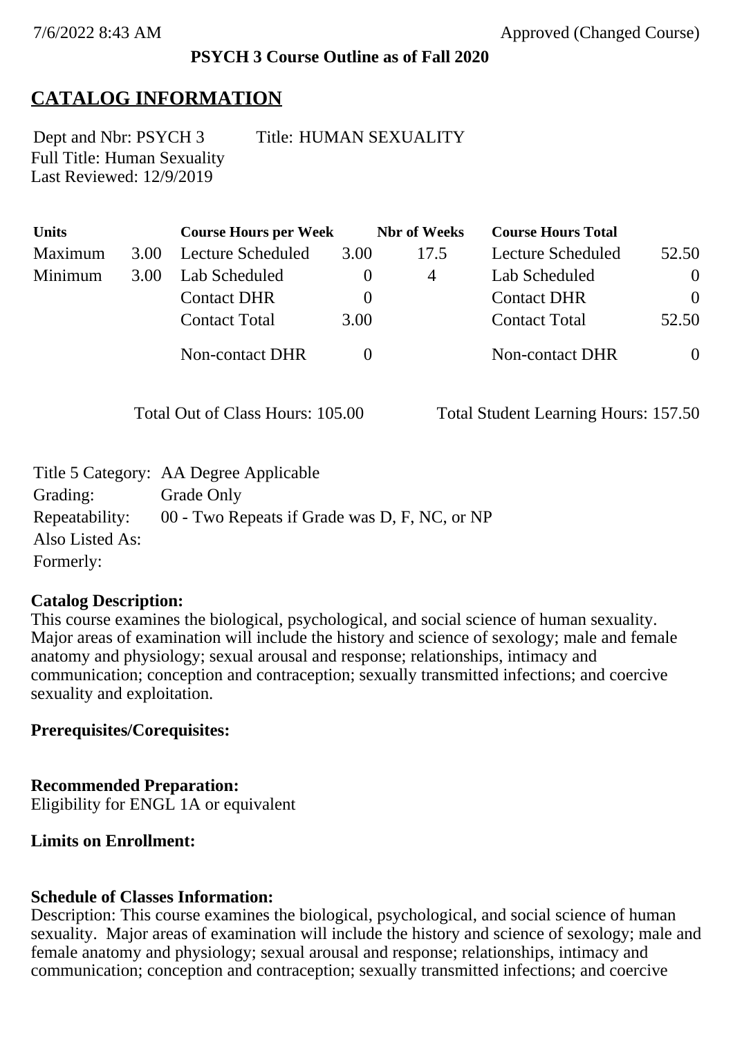7/6/2022 8:43 AM Approved (Changed Course)

**PSYCH 3 Course Outline as of Fall 2020**

# CATALOG INFORMATION

Dept and Nbr: PSYCH 3 Title: HUMAN SEXUALITY
Full Title: Human Sexuality
Last Reviewed: 12/9/2019

| Units | | Course Hours per Week | | Nbr of Weeks | Course Hours Total | |
|---|---|---|---|---|---|---|
| Maximum | 3.00 | Lecture Scheduled | 3.00 | 17.5 | Lecture Scheduled | 52.50 |
| Minimum | 3.00 | Lab Scheduled | 0 | 4 | Lab Scheduled | 0 |
| | | Contact DHR | 0 | | Contact DHR | 0 |
| | | Contact Total | 3.00 | | Contact Total | 52.50 |
| | | Non-contact DHR | 0 | | Non-contact DHR | 0 |

Total Out of Class Hours: 105.00 Total Student Learning Hours: 157.50

Title 5 Category: AA Degree Applicable
Grading: Grade Only
Repeatability: 00 - Two Repeats if Grade was D, F, NC, or NP
Also Listed As:
Formerly:

**Catalog Description:**
This course examines the biological, psychological, and social science of human sexuality. Major areas of examination will include the history and science of sexology; male and female anatomy and physiology; sexual arousal and response; relationships, intimacy and communication; conception and contraception; sexually transmitted infections; and coercive sexuality and exploitation.

**Prerequisites/Corequisites:**

**Recommended Preparation:**
Eligibility for ENGL 1A or equivalent

**Limits on Enrollment:**

**Schedule of Classes Information:**
Description: This course examines the biological, psychological, and social science of human sexuality. Major areas of examination will include the history and science of sexology; male and female anatomy and physiology; sexual arousal and response; relationships, intimacy and communication; conception and contraception; sexually transmitted infections; and coercive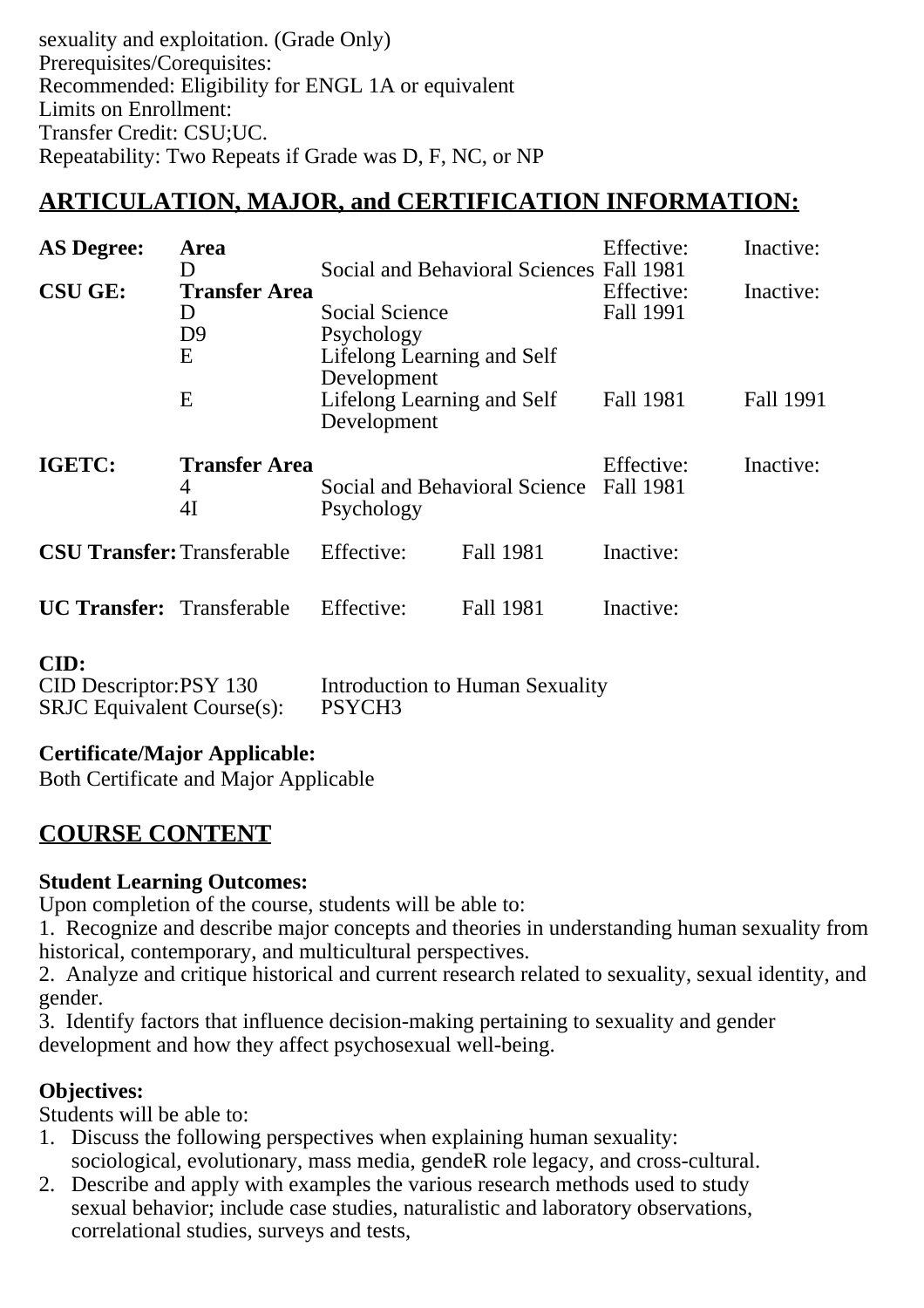sexuality and exploitation. (Grade Only)
Prerequisites/Corequisites:
Recommended: Eligibility for ENGL 1A or equivalent
Limits on Enrollment:
Transfer Credit: CSU;UC.
Repeatability: Two Repeats if Grade was D, F, NC, or NP

## ARTICULATION, MAJOR, and CERTIFICATION INFORMATION:

| | | | Effective: | Inactive: |
|---|---|---|---|---|
| **AS Degree:** | **Area** | | Effective: | Inactive: |
| | D | Social and Behavioral Sciences | Fall 1981 | |
| **CSU GE:** | **Transfer Area** | | Effective: | Inactive: |
| | D | Social Science | Fall 1991 | |
| | D9 | Psychology | | |
| | E | Lifelong Learning and Self Development | | |
| | E | Lifelong Learning and Self Development | Fall 1981 | Fall 1991 |
| **IGETC:** | **Transfer Area** | | Effective: | Inactive: |
| | 4 | Social and Behavioral Science | Fall 1981 | |
| | 4I | Psychology | | |

| | | | | |
|---|---|---|---|---|
| **CSU Transfer:** | Transferable | Effective: | Fall 1981 | Inactive: |
| **UC Transfer:** | Transferable | Effective: | Fall 1981 | Inactive: |

**CID:**
CID Descriptor:PSY 130 Introduction to Human Sexuality
SRJC Equivalent Course(s): PSYCH3

**Certificate/Major Applicable:**
Both Certificate and Major Applicable

## COURSE CONTENT

**Student Learning Outcomes:**
Upon completion of the course, students will be able to:
1. Recognize and describe major concepts and theories in understanding human sexuality from historical, contemporary, and multicultural perspectives.
2. Analyze and critique historical and current research related to sexuality, sexual identity, and gender.
3. Identify factors that influence decision-making pertaining to sexuality and gender development and how they affect psychosexual well-being.

**Objectives:**
Students will be able to:
1. Discuss the following perspectives when explaining human sexuality: sociological, evolutionary, mass media, gendeR role legacy, and cross-cultural.
2. Describe and apply with examples the various research methods used to study sexual behavior; include case studies, naturalistic and laboratory observations, correlational studies, surveys and tests,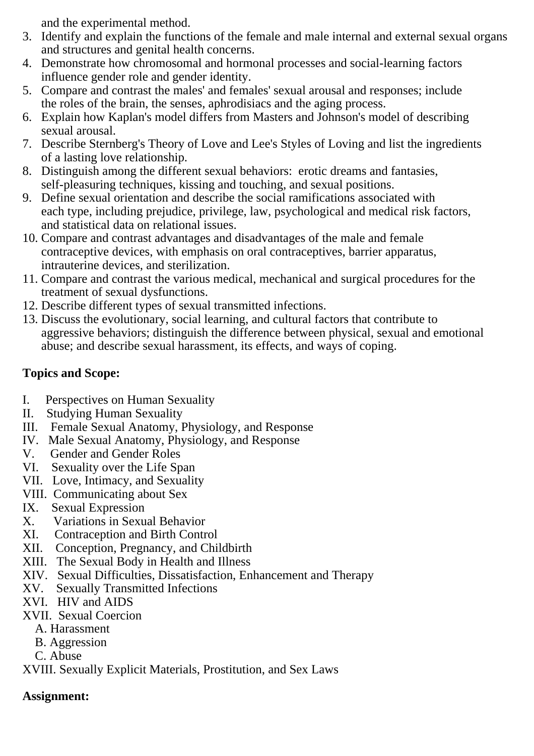and the experimental method.

3. Identify and explain the functions of the female and male internal and external sexual organs and structures and genital health concerns.
4. Demonstrate how chromosomal and hormonal processes and social-learning factors influence gender role and gender identity.
5. Compare and contrast the males' and females' sexual arousal and responses; include the roles of the brain, the senses, aphrodisiacs and the aging process.
6. Explain how Kaplan's model differs from Masters and Johnson's model of describing sexual arousal.
7. Describe Sternberg's Theory of Love and Lee's Styles of Loving and list the ingredients of a lasting love relationship.
8. Distinguish among the different sexual behaviors: erotic dreams and fantasies, self-pleasuring techniques, kissing and touching, and sexual positions.
9. Define sexual orientation and describe the social ramifications associated with each type, including prejudice, privilege, law, psychological and medical risk factors, and statistical data on relational issues.
10. Compare and contrast advantages and disadvantages of the male and female contraceptive devices, with emphasis on oral contraceptives, barrier apparatus, intrauterine devices, and sterilization.
11. Compare and contrast the various medical, mechanical and surgical procedures for the treatment of sexual dysfunctions.
12. Describe different types of sexual transmitted infections.
13. Discuss the evolutionary, social learning, and cultural factors that contribute to aggressive behaviors; distinguish the difference between physical, sexual and emotional abuse; and describe sexual harassment, its effects, and ways of coping.

**Topics and Scope:**

I. Perspectives on Human Sexuality
II. Studying Human Sexuality
III. Female Sexual Anatomy, Physiology, and Response
IV. Male Sexual Anatomy, Physiology, and Response
V. Gender and Gender Roles
VI. Sexuality over the Life Span
VII. Love, Intimacy, and Sexuality
VIII. Communicating about Sex
IX. Sexual Expression
X. Variations in Sexual Behavior
XI. Contraception and Birth Control
XII. Conception, Pregnancy, and Childbirth
XIII. The Sexual Body in Health and Illness
XIV. Sexual Difficulties, Dissatisfaction, Enhancement and Therapy
XV. Sexually Transmitted Infections
XVI. HIV and AIDS
XVII. Sexual Coercion
   A. Harassment
   B. Aggression
   C. Abuse
XVIII. Sexually Explicit Materials, Prostitution, and Sex Laws

**Assignment:**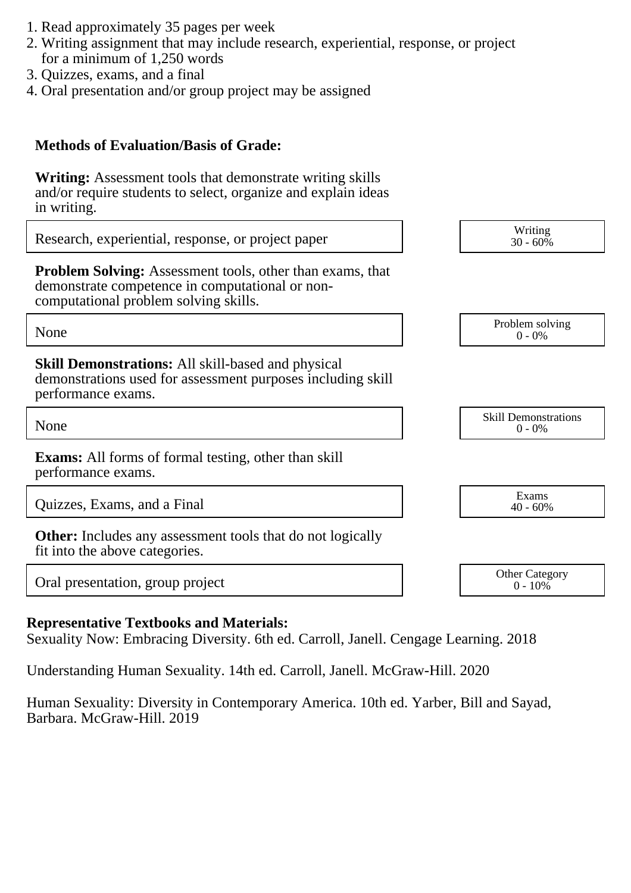1. Read approximately 35 pages per week
2. Writing assignment that may include research, experiential, response, or project for a minimum of 1,250 words
3. Quizzes, exams, and a final
4. Oral presentation and/or group project may be assigned

**Methods of Evaluation/Basis of Grade:**

**Writing:** Assessment tools that demonstrate writing skills and/or require students to select, organize and explain ideas in writing.

| | |
|---|---|
| Research, experiential, response, or project paper | Writing 30 - 60% |

**Problem Solving:** Assessment tools, other than exams, that demonstrate competence in computational or non-computational problem solving skills.

| | |
|---|---|
| None | Problem solving 0 - 0% |

**Skill Demonstrations:** All skill-based and physical demonstrations used for assessment purposes including skill performance exams.

| | |
|---|---|
| None | Skill Demonstrations 0 - 0% |

**Exams:** All forms of formal testing, other than skill performance exams.

| | |
|---|---|
| Quizzes, Exams, and a Final | Exams 40 - 60% |

**Other:** Includes any assessment tools that do not logically fit into the above categories.

| | |
|---|---|
| Oral presentation, group project | Other Category 0 - 10% |

**Representative Textbooks and Materials:**

Sexuality Now: Embracing Diversity. 6th ed. Carroll, Janell. Cengage Learning. 2018

Understanding Human Sexuality. 14th ed. Carroll, Janell. McGraw-Hill. 2020

Human Sexuality: Diversity in Contemporary America. 10th ed. Yarber, Bill and Sayad, Barbara. McGraw-Hill. 2019